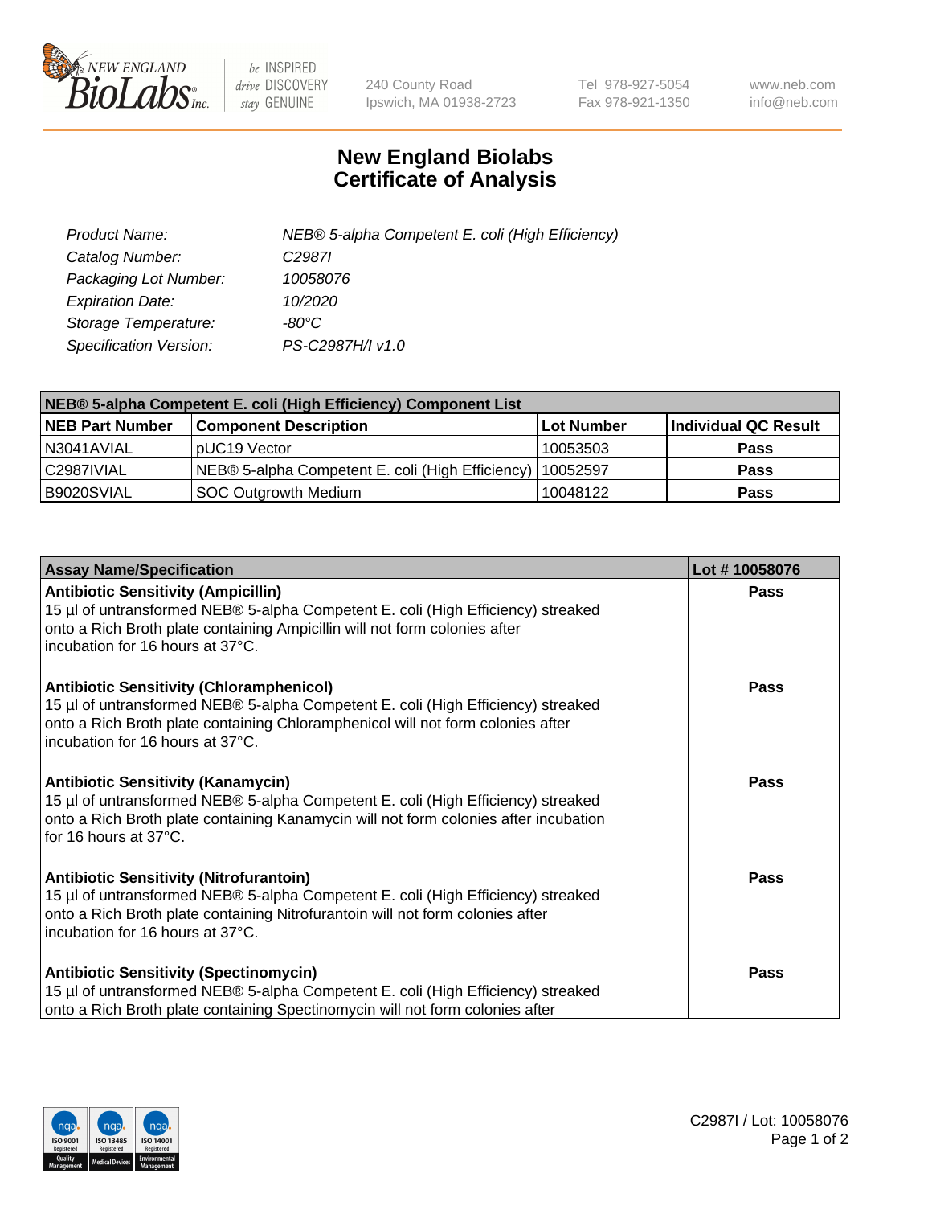# New England Biolabs Certificate of Analysis

| | |
|---|---|
| *Product Name:* | *NEB® 5-alpha Competent E. coli (High Efficiency)* |
| *Catalog Number:* | *C2987I* |
| *Packaging Lot Number:* | *10058076* |
| *Expiration Date:* | *10/2020* |
| *Storage Temperature:* | *-80°C* |
| *Specification Version:* | *PS-C2987H/I v1.0* |

**NEB® 5-alpha Competent E. coli (High Efficiency) Component List**

| NEB Part Number | Component Description | Lot Number | Individual QC Result |
|---|---|---|---|
| N3041AVIAL | pUC19 Vector | 10053503 | **Pass** |
| C2987IVIAL | NEB® 5-alpha Competent E. coli (High Efficiency) | 10052597 | **Pass** |
| B9020SVIAL | SOC Outgrowth Medium | 10048122 | **Pass** |

| Assay Name/Specification | Lot # 10058076 |
|---|---|
| **Antibiotic Sensitivity (Ampicillin)**<br>15 µl of untransformed NEB® 5-alpha Competent E. coli (High Efficiency) streaked onto a Rich Broth plate containing Ampicillin will not form colonies after incubation for 16 hours at 37°C. | **Pass** |
| **Antibiotic Sensitivity (Chloramphenicol)**<br>15 µl of untransformed NEB® 5-alpha Competent E. coli (High Efficiency) streaked onto a Rich Broth plate containing Chloramphenicol will not form colonies after incubation for 16 hours at 37°C. | **Pass** |
| **Antibiotic Sensitivity (Kanamycin)**<br>15 µl of untransformed NEB® 5-alpha Competent E. coli (High Efficiency) streaked onto a Rich Broth plate containing Kanamycin will not form colonies after incubation for 16 hours at 37°C. | **Pass** |
| **Antibiotic Sensitivity (Nitrofurantoin)**<br>15 µl of untransformed NEB® 5-alpha Competent E. coli (High Efficiency) streaked onto a Rich Broth plate containing Nitrofurantoin will not form colonies after incubation for 16 hours at 37°C. | **Pass** |
| **Antibiotic Sensitivity (Spectinomycin)**<br>15 µl of untransformed NEB® 5-alpha Competent E. coli (High Efficiency) streaked onto a Rich Broth plate containing Spectinomycin will not form colonies after | **Pass** |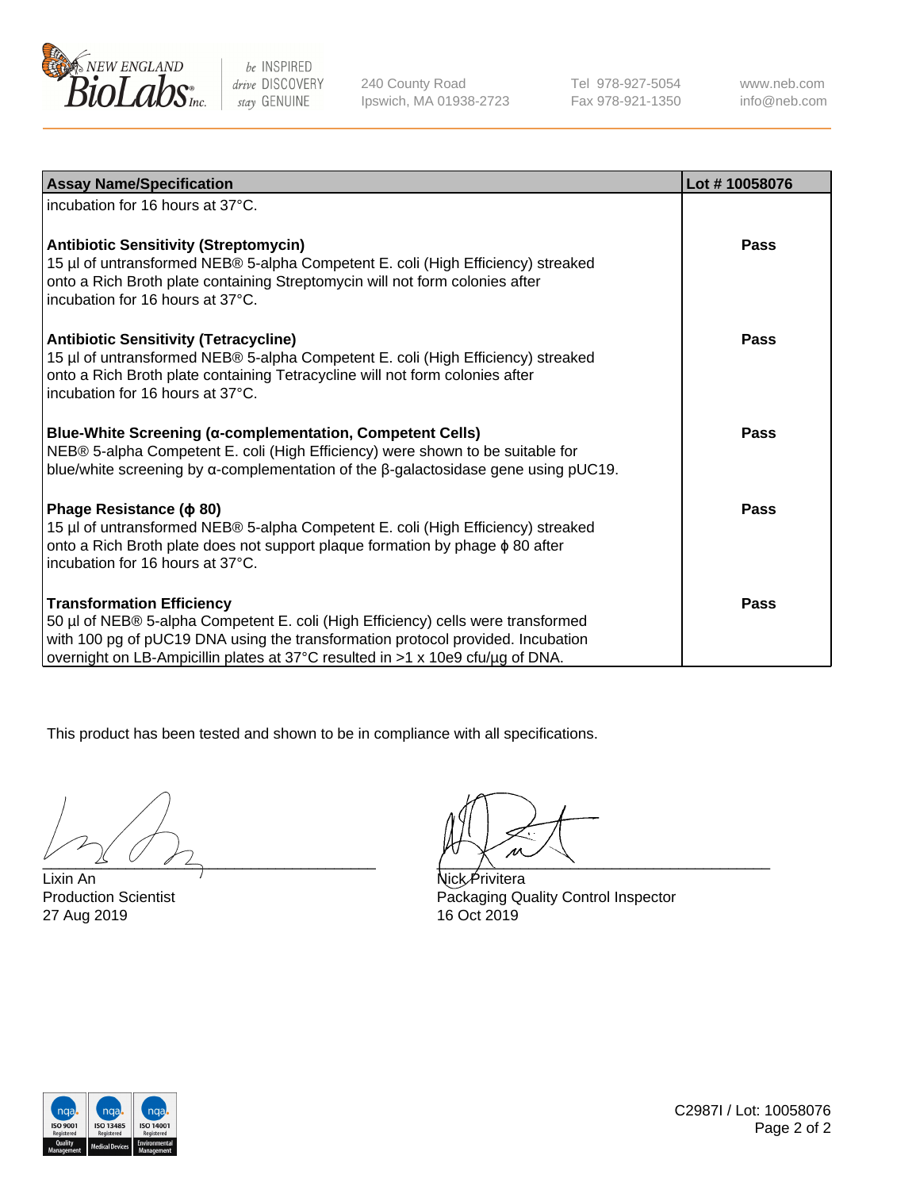| Assay Name/Specification | Lot # 10058076 |
| --- | --- |
| incubation for 16 hours at 37°C. | |
| **Antibiotic Sensitivity (Streptomycin)**<br>15 µl of untransformed NEB® 5-alpha Competent E. coli (High Efficiency) streaked onto a Rich Broth plate containing Streptomycin will not form colonies after incubation for 16 hours at 37°C. | **Pass** |
| **Antibiotic Sensitivity (Tetracycline)**<br>15 µl of untransformed NEB® 5-alpha Competent E. coli (High Efficiency) streaked onto a Rich Broth plate containing Tetracycline will not form colonies after incubation for 16 hours at 37°C. | **Pass** |
| **Blue-White Screening (α-complementation, Competent Cells)**<br>NEB® 5-alpha Competent E. coli (High Efficiency) were shown to be suitable for blue/white screening by α-complementation of the β-galactosidase gene using pUC19. | **Pass** |
| **Phage Resistance (ϕ 80)**<br>15 µl of untransformed NEB® 5-alpha Competent E. coli (High Efficiency) streaked onto a Rich Broth plate does not support plaque formation by phage ϕ 80 after incubation for 16 hours at 37°C. | **Pass** |
| **Transformation Efficiency**<br>50 µl of NEB® 5-alpha Competent E. coli (High Efficiency) cells were transformed with 100 pg of pUC19 DNA using the transformation protocol provided. Incubation overnight on LB-Ampicillin plates at 37°C resulted in >1 x 10e9 cfu/µg of DNA. | **Pass** |

This product has been tested and shown to be in compliance with all specifications.

Lixin An
Production Scientist
27 Aug 2019

Nick Privitera
Packaging Quality Control Inspector
16 Oct 2019

C2987I / Lot: 10058076